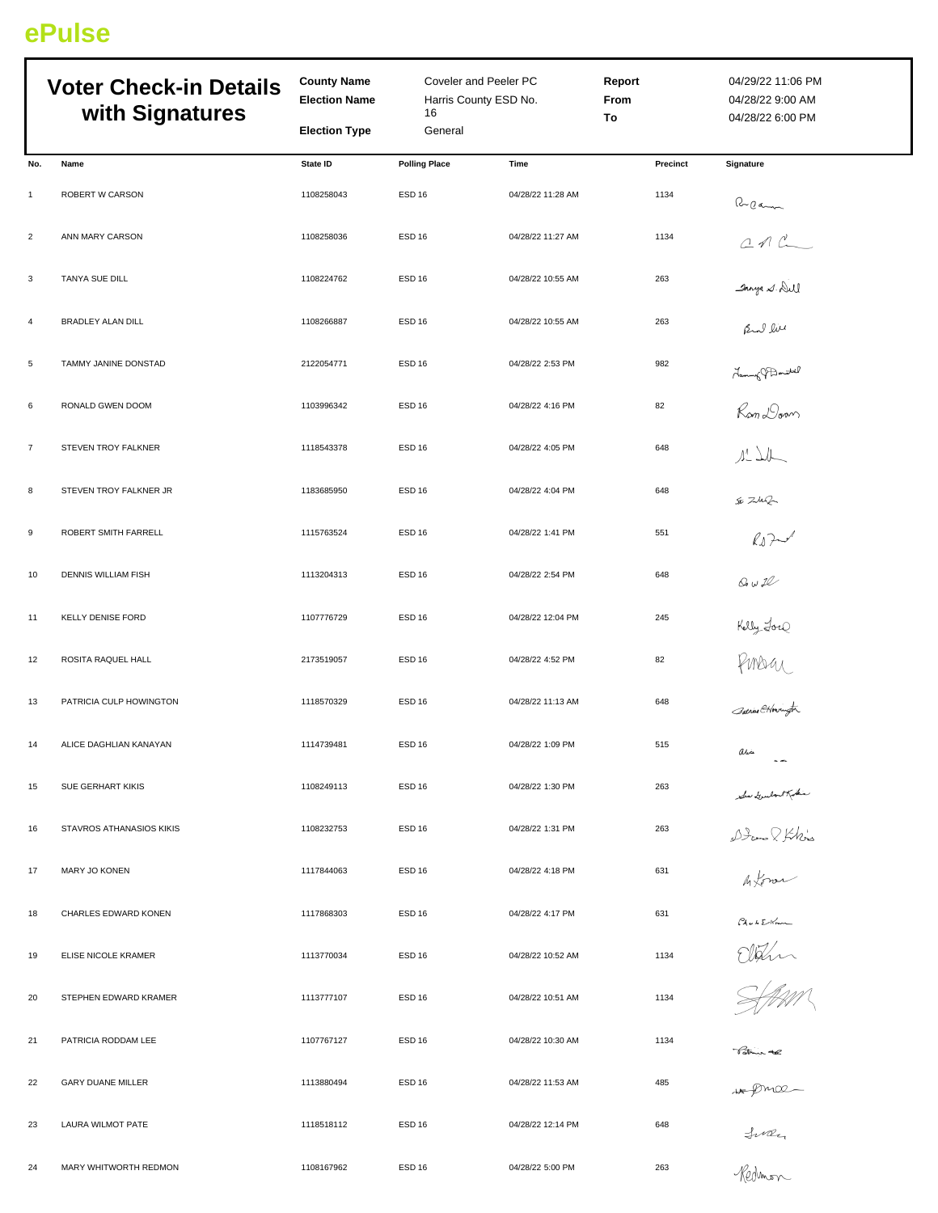**ePulse**

# Voter Check-in Details with Signatures

| | | | |
|---|---|---|---|
| **County Name** | Coveler and Peeler PC | **Report** | 04/29/22 11:06 PM |
| **Election Name** | Harris County ESD No. 16 | **From** | 04/28/22 9:00 AM |
| **Election Type** | General | **To** | 04/28/22 6:00 PM |

| No. | Name | State ID | Polling Place | Time | Precinct | Signature |
|---|---|---|---|---|---|---|
| 1 | ROBERT W CARSON | 1108258043 | ESD 16 | 04/28/22 11:28 AM | 1134 | |
| 2 | ANN MARY CARSON | 1108258036 | ESD 16 | 04/28/22 11:27 AM | 1134 | |
| 3 | TANYA SUE DILL | 1108224762 | ESD 16 | 04/28/22 10:55 AM | 263 | |
| 4 | BRADLEY ALAN DILL | 1108266887 | ESD 16 | 04/28/22 10:55 AM | 263 | |
| 5 | TAMMY JANINE DONSTAD | 2122054771 | ESD 16 | 04/28/22 2:53 PM | 982 | |
| 6 | RONALD GWEN DOOM | 1103996342 | ESD 16 | 04/28/22 4:16 PM | 82 | |
| 7 | STEVEN TROY FALKNER | 1118543378 | ESD 16 | 04/28/22 4:05 PM | 648 | |
| 8 | STEVEN TROY FALKNER JR | 1183685950 | ESD 16 | 04/28/22 4:04 PM | 648 | |
| 9 | ROBERT SMITH FARRELL | 1115763524 | ESD 16 | 04/28/22 1:41 PM | 551 | |
| 10 | DENNIS WILLIAM FISH | 1113204313 | ESD 16 | 04/28/22 2:54 PM | 648 | |
| 11 | KELLY DENISE FORD | 1107776729 | ESD 16 | 04/28/22 12:04 PM | 245 | |
| 12 | ROSITA RAQUEL HALL | 2173519057 | ESD 16 | 04/28/22 4:52 PM | 82 | |
| 13 | PATRICIA CULP HOWINGTON | 1118570329 | ESD 16 | 04/28/22 11:13 AM | 648 | |
| 14 | ALICE DAGHLIAN KANAYAN | 1114739481 | ESD 16 | 04/28/22 1:09 PM | 515 | |
| 15 | SUE GERHART KIKIS | 1108249113 | ESD 16 | 04/28/22 1:30 PM | 263 | |
| 16 | STAVROS ATHANASIOS KIKIS | 1108232753 | ESD 16 | 04/28/22 1:31 PM | 263 | |
| 17 | MARY JO KONEN | 1117844063 | ESD 16 | 04/28/22 4:18 PM | 631 | |
| 18 | CHARLES EDWARD KONEN | 1117868303 | ESD 16 | 04/28/22 4:17 PM | 631 | |
| 19 | ELISE NICOLE KRAMER | 1113770034 | ESD 16 | 04/28/22 10:52 AM | 1134 | |
| 20 | STEPHEN EDWARD KRAMER | 1113777107 | ESD 16 | 04/28/22 10:51 AM | 1134 | |
| 21 | PATRICIA RODDAM LEE | 1107767127 | ESD 16 | 04/28/22 10:30 AM | 1134 | |
| 22 | GARY DUANE MILLER | 1113880494 | ESD 16 | 04/28/22 11:53 AM | 485 | |
| 23 | LAURA WILMOT PATE | 1118518112 | ESD 16 | 04/28/22 12:14 PM | 648 | |
| 24 | MARY WHITWORTH REDMON | 1108167962 | ESD 16 | 04/28/22 5:00 PM | 263 | |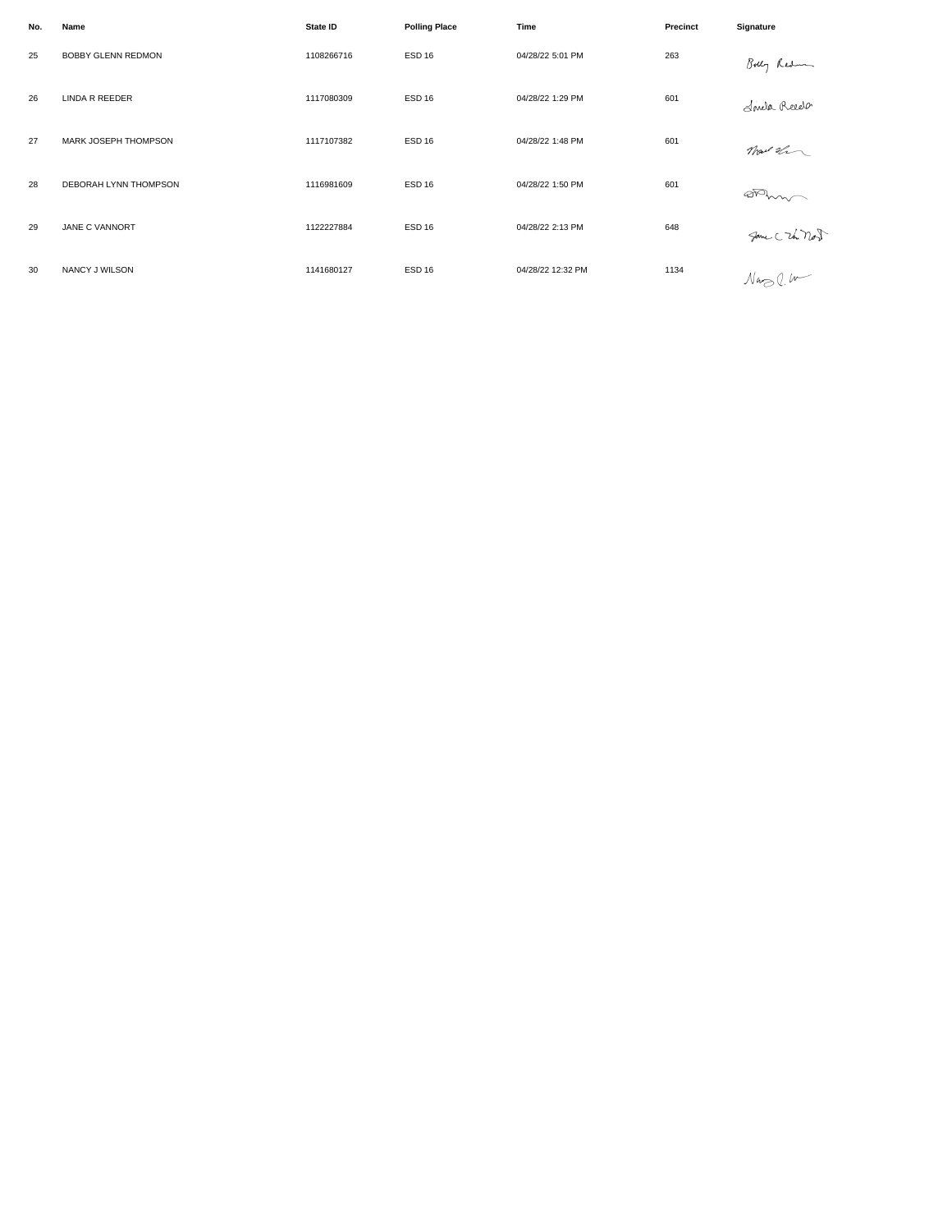| No. | Name | State ID | Polling Place | Time | Precinct | Signature |
| --- | --- | --- | --- | --- | --- | --- |
| 25 | BOBBY GLENN REDMON | 1108266716 | ESD 16 | 04/28/22 5:01 PM | 263 | Bobby Redmon |
| 26 | LINDA R REEDER | 1117080309 | ESD 16 | 04/28/22 1:29 PM | 601 | Linda Reeder |
| 27 | MARK JOSEPH THOMPSON | 1117107382 | ESD 16 | 04/28/22 1:48 PM | 601 | Mark Th |
| 28 | DEBORAH LYNN THOMPSON | 1116981609 | ESD 16 | 04/28/22 1:50 PM | 601 | DThm |
| 29 | JANE C VANNORT | 1122227884 | ESD 16 | 04/28/22 2:13 PM | 648 | Jane C Van Nort |
| 30 | NANCY J WILSON | 1141680127 | ESD 16 | 04/28/22 12:32 PM | 1134 | Nancy J. W |